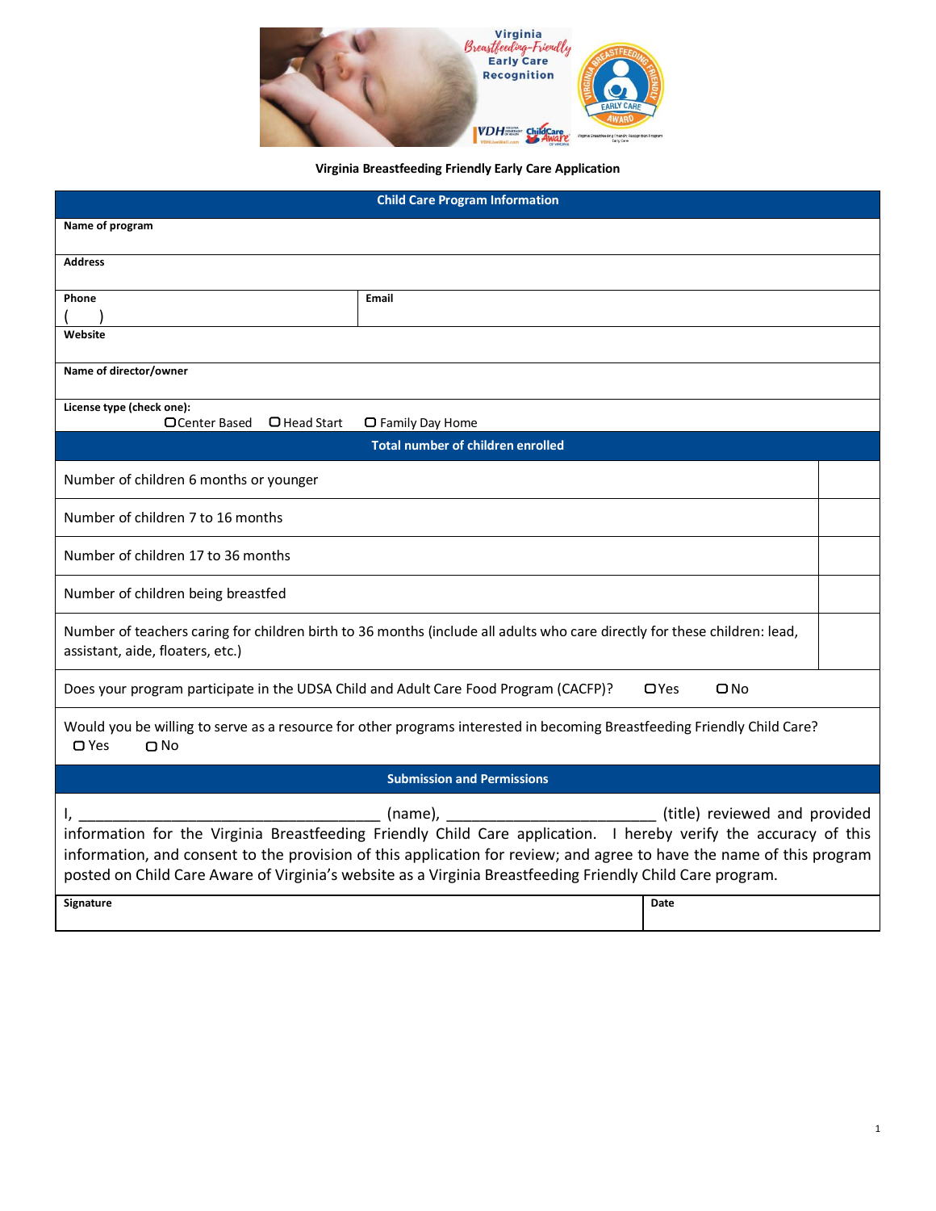### Virginia Breastfeeding Friendly Early Care Application

| Child Care Program Information | |
|---|---|
| **Name of program** | |
| **Address** | |
| **Phone** ( ) | **Email** |
| **Website** | |
| **Name of director/owner** | |
| **License type (check one):** ☐ Center Based ☐ Head Start ☐ Family Day Home | |

| Total number of children enrolled | |
|---|---|
| Number of children 6 months or younger | |
| Number of children 7 to 16 months | |
| Number of children 17 to 36 months | |
| Number of children being breastfed | |
| Number of teachers caring for children birth to 36 months (include all adults who care directly for these children: lead, assistant, aide, floaters, etc.) | |
| Does your program participate in the UDSA Child and Adult Care Food Program (CACFP)? ☐ Yes ☐ No | |
| Would you be willing to serve as a resource for other programs interested in becoming Breastfeeding Friendly Child Care? ☐ Yes ☐ No | |

| Submission and Permissions | |
|---|---|
| I, ___________________________________ (name), ________________________ (title) reviewed and provided information for the Virginia Breastfeeding Friendly Child Care application. I hereby verify the accuracy of this information, and consent to the provision of this application for review; and agree to have the name of this program posted on Child Care Aware of Virginia's website as a Virginia Breastfeeding Friendly Child Care program. | |
| **Signature** | **Date** |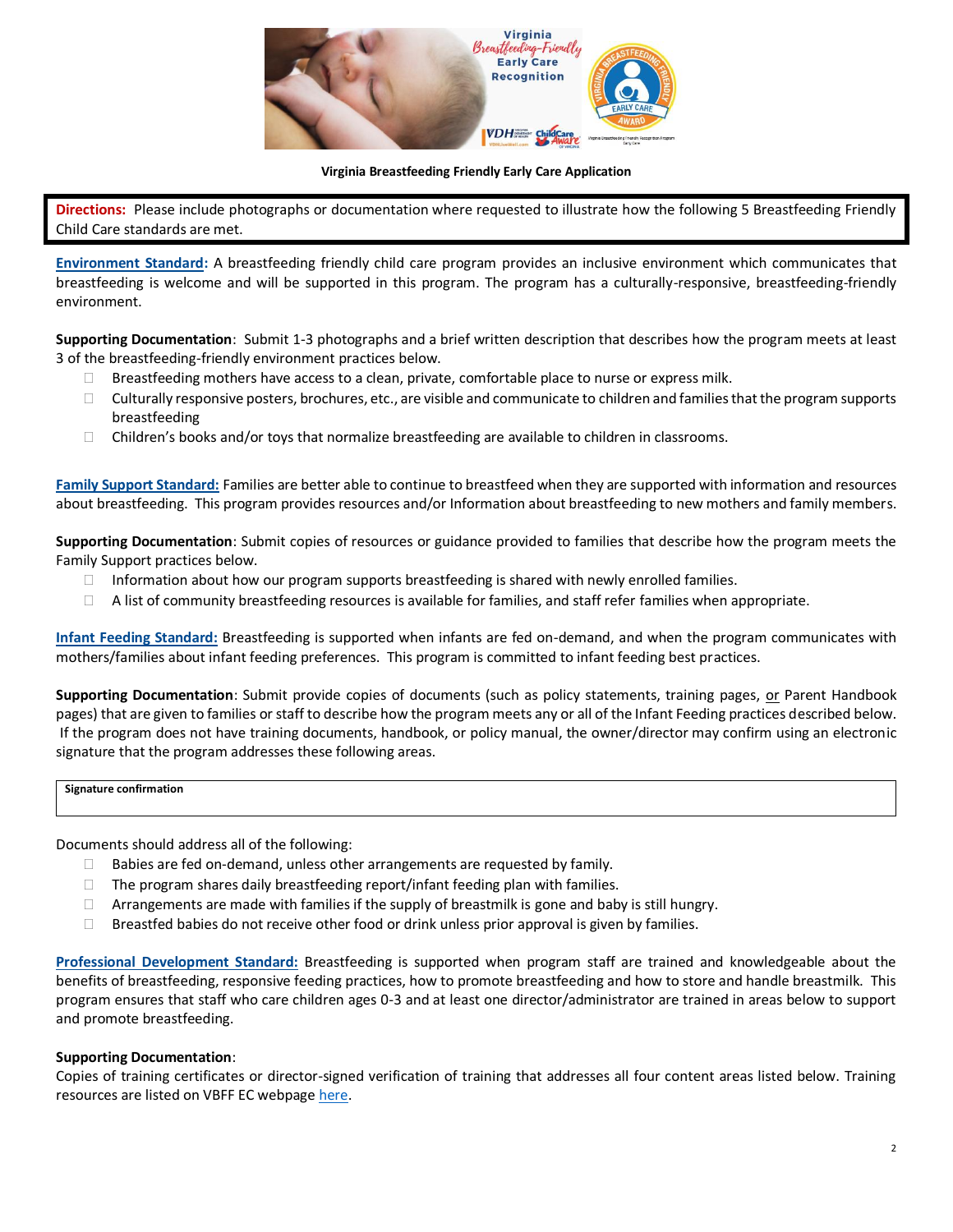**Virginia Breastfeeding Friendly Early Care Application**

**Directions:** Please include photographs or documentation where requested to illustrate how the following 5 Breastfeeding Friendly Child Care standards are met.

**Environment Standard:** A breastfeeding friendly child care program provides an inclusive environment which communicates that breastfeeding is welcome and will be supported in this program. The program has a culturally-responsive, breastfeeding-friendly environment.

**Supporting Documentation**: Submit 1-3 photographs and a brief written description that describes how the program meets at least 3 of the breastfeeding-friendly environment practices below.

- ☐ Breastfeeding mothers have access to a clean, private, comfortable place to nurse or express milk.
- ☐ Culturally responsive posters, brochures, etc., are visible and communicate to children and families that the program supports breastfeeding
- ☐ Children's books and/or toys that normalize breastfeeding are available to children in classrooms.

**Family Support Standard:** Families are better able to continue to breastfeed when they are supported with information and resources about breastfeeding. This program provides resources and/or Information about breastfeeding to new mothers and family members.

**Supporting Documentation**: Submit copies of resources or guidance provided to families that describe how the program meets the Family Support practices below.

- ☐ Information about how our program supports breastfeeding is shared with newly enrolled families.
- ☐ A list of community breastfeeding resources is available for families, and staff refer families when appropriate.

**Infant Feeding Standard:** Breastfeeding is supported when infants are fed on-demand, and when the program communicates with mothers/families about infant feeding preferences. This program is committed to infant feeding best practices.

**Supporting Documentation**: Submit provide copies of documents (such as policy statements, training pages, or Parent Handbook pages) that are given to families or staff to describe how the program meets any or all of the Infant Feeding practices described below. If the program does not have training documents, handbook, or policy manual, the owner/director may confirm using an electronic signature that the program addresses these following areas.

| **Signature confirmation** |
|---|
| |

Documents should address all of the following:

- ☐ Babies are fed on-demand, unless other arrangements are requested by family.
- ☐ The program shares daily breastfeeding report/infant feeding plan with families.
- ☐ Arrangements are made with families if the supply of breastmilk is gone and baby is still hungry.
- ☐ Breastfed babies do not receive other food or drink unless prior approval is given by families.

**Professional Development Standard:** Breastfeeding is supported when program staff are trained and knowledgeable about the benefits of breastfeeding, responsive feeding practices, how to promote breastfeeding and how to store and handle breastmilk. This program ensures that staff who care children ages 0-3 and at least one director/administrator are trained in areas below to support and promote breastfeeding.

**Supporting Documentation**:

Copies of training certificates or director-signed verification of training that addresses all four content areas listed below. Training resources are listed on VBFF EC webpage here.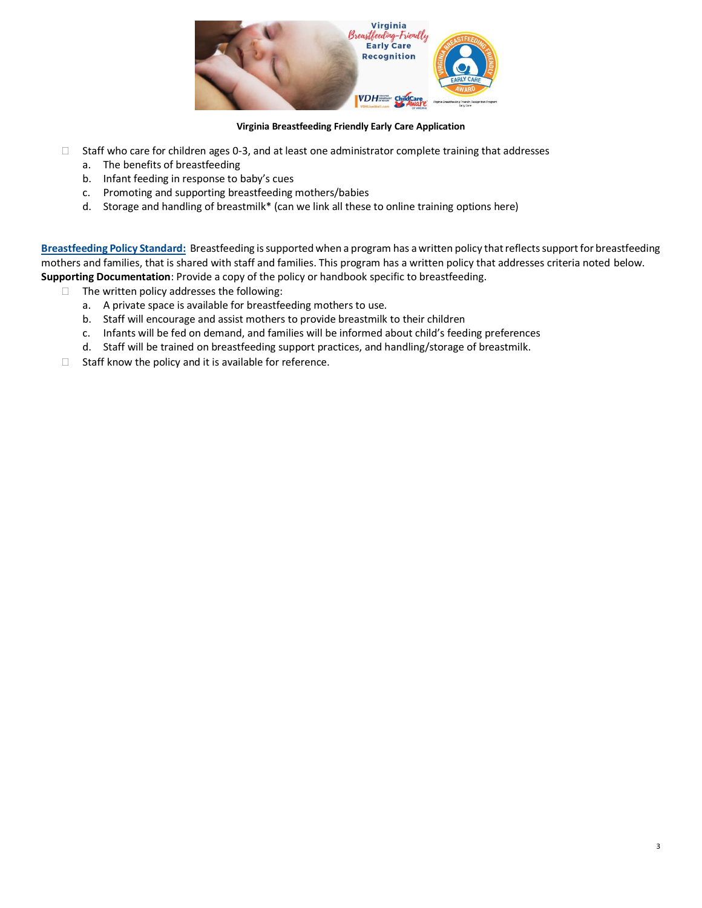**Virginia Breastfeeding Friendly Early Care Application**

- ☐ Staff who care for children ages 0-3, and at least one administrator complete training that addresses
  a. The benefits of breastfeeding
  b. Infant feeding in response to baby's cues
  c. Promoting and supporting breastfeeding mothers/babies
  d. Storage and handling of breastmilk* (can we link all these to online training options here)

**Breastfeeding Policy Standard:** Breastfeeding is supported when a program has a written policy that reflects support for breastfeeding mothers and families, that is shared with staff and families. This program has a written policy that addresses criteria noted below.
**Supporting Documentation**: Provide a copy of the policy or handbook specific to breastfeeding.

- ☐ The written policy addresses the following:
  a. A private space is available for breastfeeding mothers to use.
  b. Staff will encourage and assist mothers to provide breastmilk to their children
  c. Infants will be fed on demand, and families will be informed about child's feeding preferences
  d. Staff will be trained on breastfeeding support practices, and handling/storage of breastmilk.
- ☐ Staff know the policy and it is available for reference.